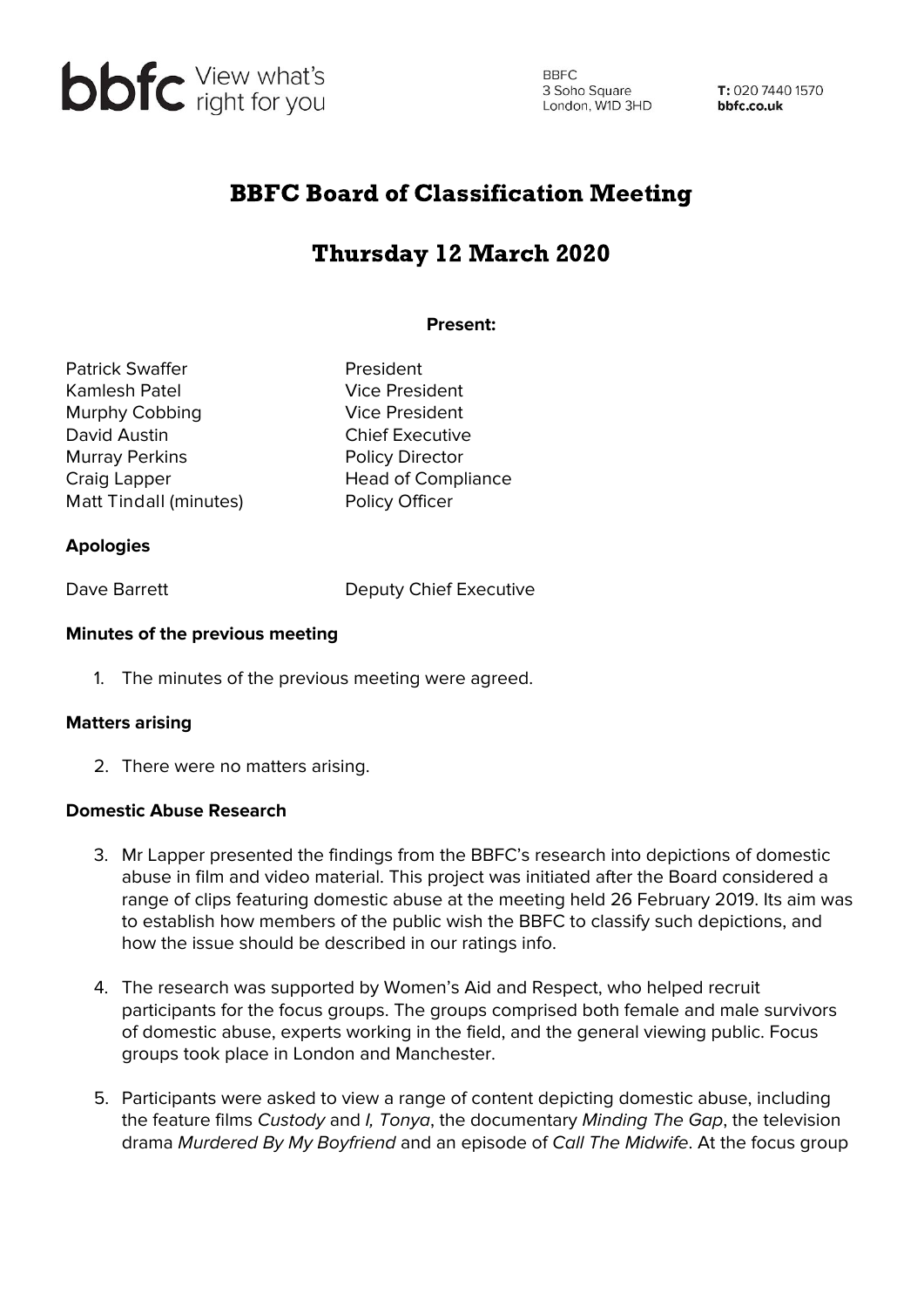bbfc View what's right for you

BBFC
3 Soho Square
London, W1D 3HD

T: 020 7440 1570
bbfc.co.uk

# BBFC Board of Classification Meeting

# Thursday 12 March 2020

**Present:**

| | |
|---|---|
| Patrick Swaffer | President |
| Kamlesh Patel | Vice President |
| Murphy Cobbing | Vice President |
| David Austin | Chief Executive |
| Murray Perkins | Policy Director |
| Craig Lapper | Head of Compliance |
| Matt Tindall (minutes) | Policy Officer |

**Apologies**

| | |
|---|---|
| Dave Barrett | Deputy Chief Executive |

**Minutes of the previous meeting**

1. The minutes of the previous meeting were agreed.

**Matters arising**

2. There were no matters arising.

**Domestic Abuse Research**

3. Mr Lapper presented the findings from the BBFC's research into depictions of domestic abuse in film and video material. This project was initiated after the Board considered a range of clips featuring domestic abuse at the meeting held 26 February 2019. Its aim was to establish how members of the public wish the BBFC to classify such depictions, and how the issue should be described in our ratings info.

4. The research was supported by Women's Aid and Respect, who helped recruit participants for the focus groups. The groups comprised both female and male survivors of domestic abuse, experts working in the field, and the general viewing public. Focus groups took place in London and Manchester.

5. Participants were asked to view a range of content depicting domestic abuse, including the feature films *Custody* and *I, Tonya*, the documentary *Minding The Gap*, the television drama *Murdered By My Boyfriend* and an episode of *Call The Midwife*. At the focus group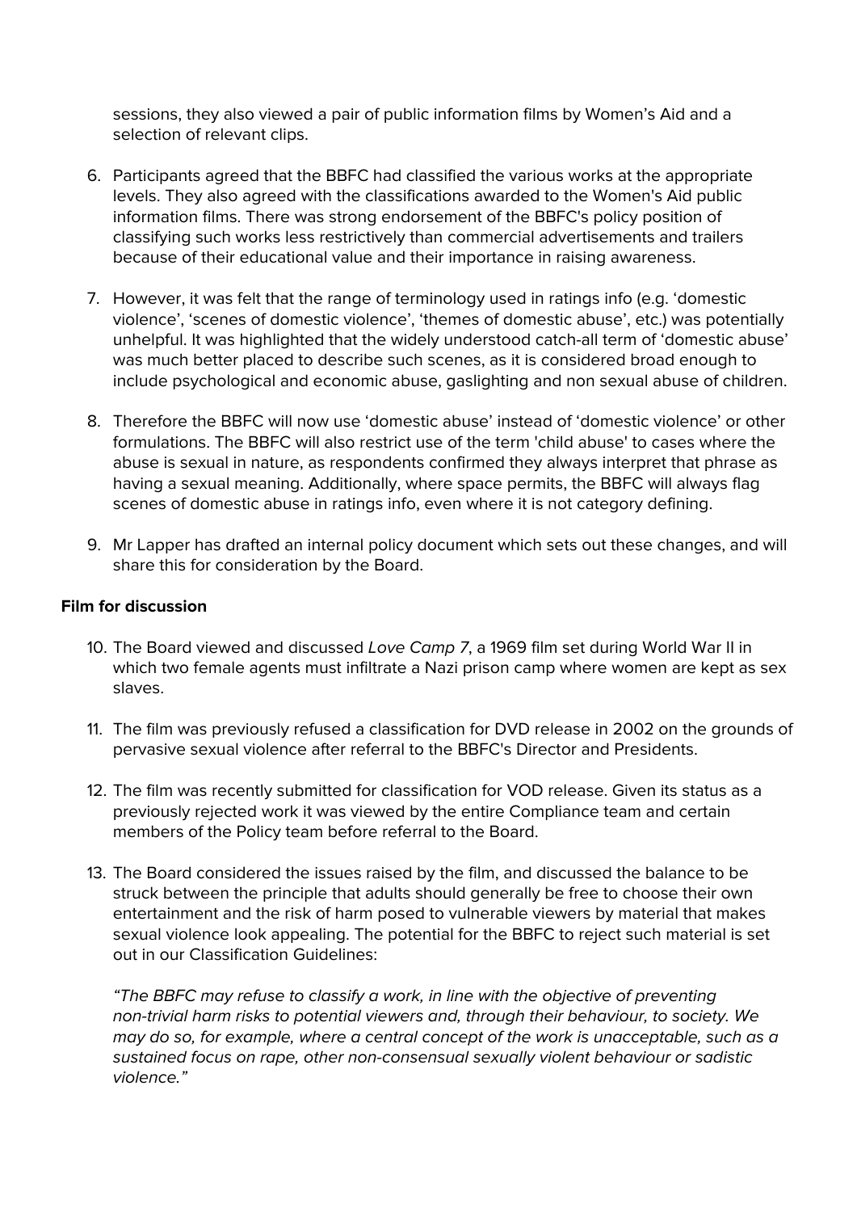sessions, they also viewed a pair of public information films by Women's Aid and a selection of relevant clips.

6. Participants agreed that the BBFC had classified the various works at the appropriate levels. They also agreed with the classifications awarded to the Women's Aid public information films. There was strong endorsement of the BBFC's policy position of classifying such works less restrictively than commercial advertisements and trailers because of their educational value and their importance in raising awareness.

7. However, it was felt that the range of terminology used in ratings info (e.g. 'domestic violence', 'scenes of domestic violence', 'themes of domestic abuse', etc.) was potentially unhelpful. It was highlighted that the widely understood catch-all term of 'domestic abuse' was much better placed to describe such scenes, as it is considered broad enough to include psychological and economic abuse, gaslighting and non sexual abuse of children.

8. Therefore the BBFC will now use 'domestic abuse' instead of 'domestic violence' or other formulations. The BBFC will also restrict use of the term 'child abuse' to cases where the abuse is sexual in nature, as respondents confirmed they always interpret that phrase as having a sexual meaning. Additionally, where space permits, the BBFC will always flag scenes of domestic abuse in ratings info, even where it is not category defining.

9. Mr Lapper has drafted an internal policy document which sets out these changes, and will share this for consideration by the Board.

**Film for discussion**

10. The Board viewed and discussed *Love Camp 7*, a 1969 film set during World War II in which two female agents must infiltrate a Nazi prison camp where women are kept as sex slaves.

11. The film was previously refused a classification for DVD release in 2002 on the grounds of pervasive sexual violence after referral to the BBFC's Director and Presidents.

12. The film was recently submitted for classification for VOD release. Given its status as a previously rejected work it was viewed by the entire Compliance team and certain members of the Policy team before referral to the Board.

13. The Board considered the issues raised by the film, and discussed the balance to be struck between the principle that adults should generally be free to choose their own entertainment and the risk of harm posed to vulnerable viewers by material that makes sexual violence look appealing. The potential for the BBFC to reject such material is set out in our Classification Guidelines:

    *"The BBFC may refuse to classify a work, in line with the objective of preventing non-trivial harm risks to potential viewers and, through their behaviour, to society. We may do so, for example, where a central concept of the work is unacceptable, such as a sustained focus on rape, other non-consensual sexually violent behaviour or sadistic violence."*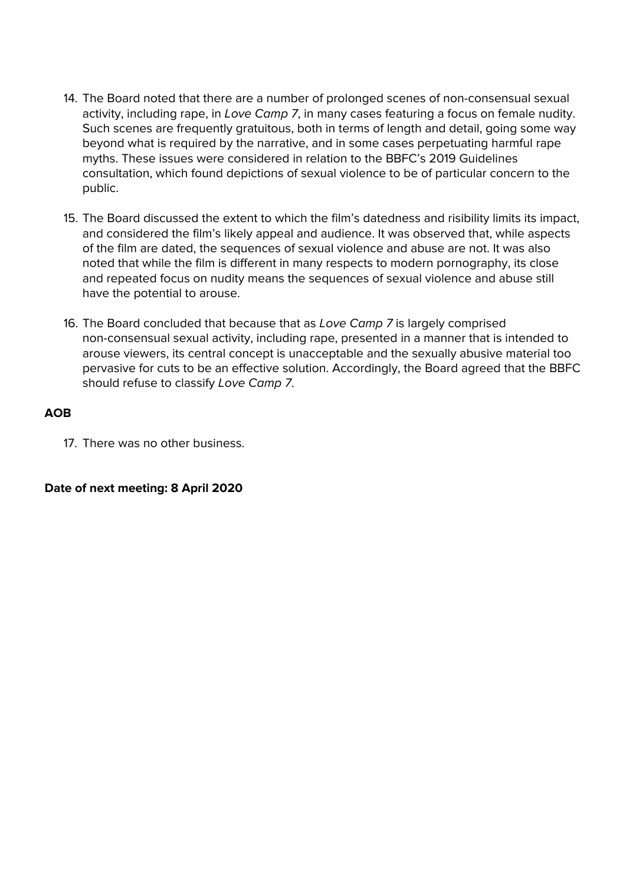14. The Board noted that there are a number of prolonged scenes of non-consensual sexual activity, including rape, in *Love Camp 7*, in many cases featuring a focus on female nudity. Such scenes are frequently gratuitous, both in terms of length and detail, going some way beyond what is required by the narrative, and in some cases perpetuating harmful rape myths. These issues were considered in relation to the BBFC's 2019 Guidelines consultation, which found depictions of sexual violence to be of particular concern to the public.

15. The Board discussed the extent to which the film's datedness and risibility limits its impact, and considered the film's likely appeal and audience. It was observed that, while aspects of the film are dated, the sequences of sexual violence and abuse are not. It was also noted that while the film is different in many respects to modern pornography, its close and repeated focus on nudity means the sequences of sexual violence and abuse still have the potential to arouse.

16. The Board concluded that because that as *Love Camp 7* is largely comprised non-consensual sexual activity, including rape, presented in a manner that is intended to arouse viewers, its central concept is unacceptable and the sexually abusive material too pervasive for cuts to be an effective solution. Accordingly, the Board agreed that the BBFC should refuse to classify *Love Camp 7*.

**AOB**

17. There was no other business.

**Date of next meeting: 8 April 2020**